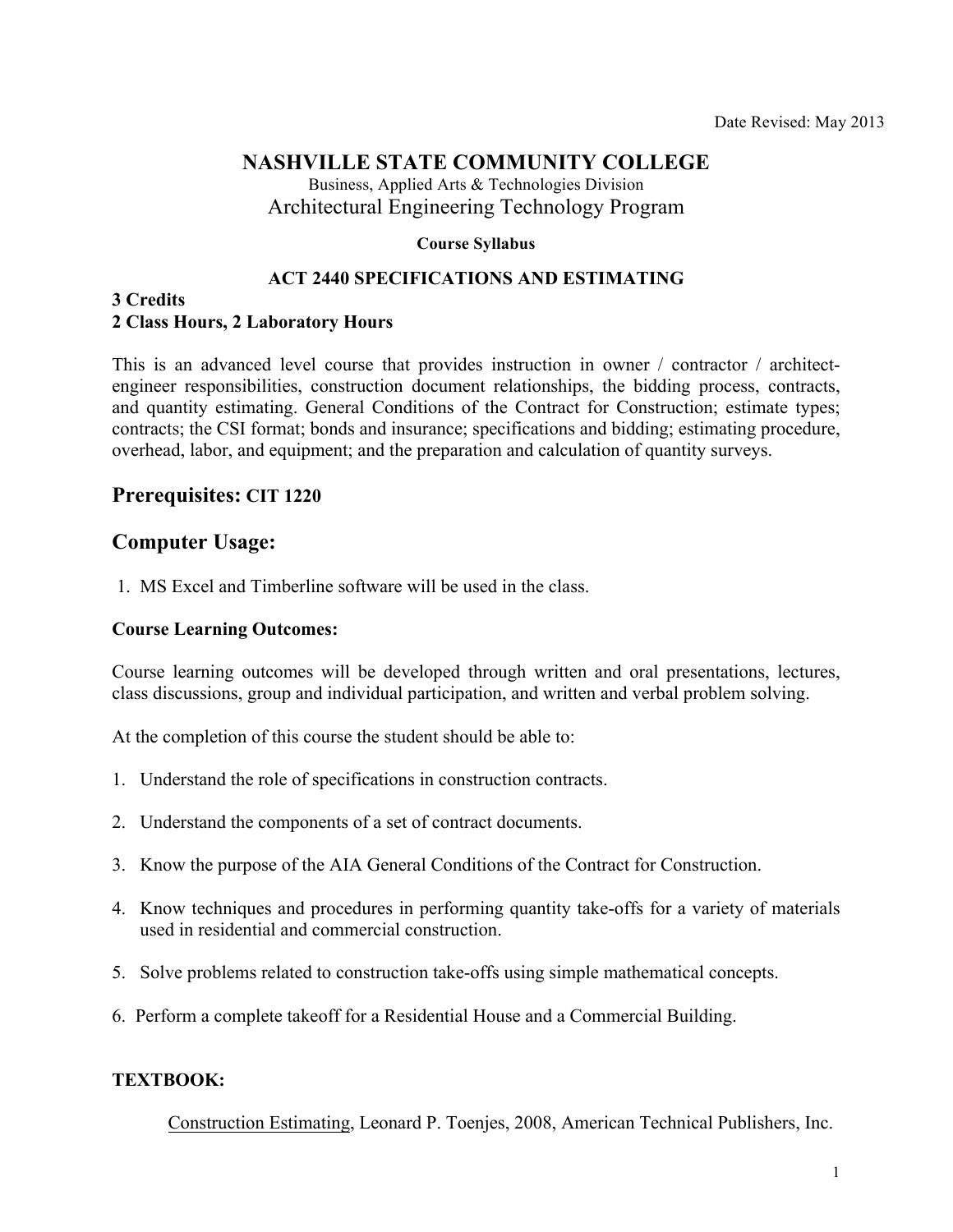Date Revised: May 2013

# NASHVILLE STATE COMMUNITY COLLEGE

Business, Applied Arts & Technologies Division

## Architectural Engineering Technology Program

**Course Syllabus**

**ACT 2440 SPECIFICATIONS AND ESTIMATING**

**3 Credits**
**2 Class Hours, 2 Laboratory Hours**

This is an advanced level course that provides instruction in owner / contractor / architect-engineer responsibilities, construction document relationships, the bidding process, contracts, and quantity estimating. General Conditions of the Contract for Construction; estimate types; contracts; the CSI format; bonds and insurance; specifications and bidding; estimating procedure, overhead, labor, and equipment; and the preparation and calculation of quantity surveys.

## Prerequisites: CIT 1220

## Computer Usage:

1. MS Excel and Timberline software will be used in the class.

### Course Learning Outcomes:

Course learning outcomes will be developed through written and oral presentations, lectures, class discussions, group and individual participation, and written and verbal problem solving.

At the completion of this course the student should be able to:

1. Understand the role of specifications in construction contracts.
2. Understand the components of a set of contract documents.
3. Know the purpose of the AIA General Conditions of the Contract for Construction.
4. Know techniques and procedures in performing quantity take-offs for a variety of materials used in residential and commercial construction.
5. Solve problems related to construction take-offs using simple mathematical concepts.
6. Perform a complete takeoff for a Residential House and a Commercial Building.

### TEXTBOOK:

Construction Estimating, Leonard P. Toenjes, 2008, American Technical Publishers, Inc.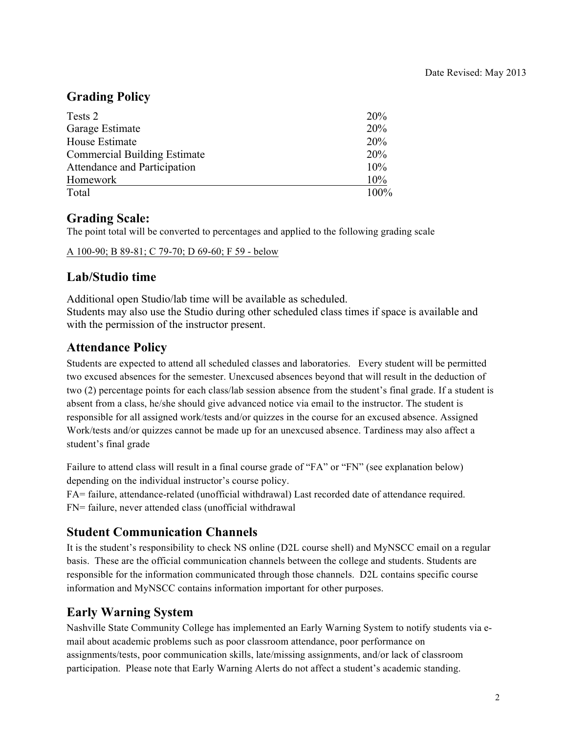Date Revised: May 2013

## Grading Policy

| | |
|---|---|
| Tests 2 | 20% |
| Garage Estimate | 20% |
| House Estimate | 20% |
| Commercial Building Estimate | 20% |
| Attendance and Participation | 10% |
| Homework | 10% |
| Total | 100% |

## Grading Scale:

The point total will be converted to percentages and applied to the following grading scale

A 100-90; B 89-81; C 79-70; D 69-60; F 59 - below

## Lab/Studio time

Additional open Studio/lab time will be available as scheduled.
Students may also use the Studio during other scheduled class times if space is available and with the permission of the instructor present.

## Attendance Policy

Students are expected to attend all scheduled classes and laboratories. Every student will be permitted two excused absences for the semester. Unexcused absences beyond that will result in the deduction of two (2) percentage points for each class/lab session absence from the student's final grade. If a student is absent from a class, he/she should give advanced notice via email to the instructor. The student is responsible for all assigned work/tests and/or quizzes in the course for an excused absence. Assigned Work/tests and/or quizzes cannot be made up for an unexcused absence. Tardiness may also affect a student's final grade

Failure to attend class will result in a final course grade of "FA" or "FN" (see explanation below) depending on the individual instructor's course policy.
FA= failure, attendance-related (unofficial withdrawal) Last recorded date of attendance required.
FN= failure, never attended class (unofficial withdrawal

## Student Communication Channels

It is the student's responsibility to check NS online (D2L course shell) and MyNSCC email on a regular basis. These are the official communication channels between the college and students. Students are responsible for the information communicated through those channels. D2L contains specific course information and MyNSCC contains information important for other purposes.

## Early Warning System

Nashville State Community College has implemented an Early Warning System to notify students via e-mail about academic problems such as poor classroom attendance, poor performance on assignments/tests, poor communication skills, late/missing assignments, and/or lack of classroom participation. Please note that Early Warning Alerts do not affect a student's academic standing.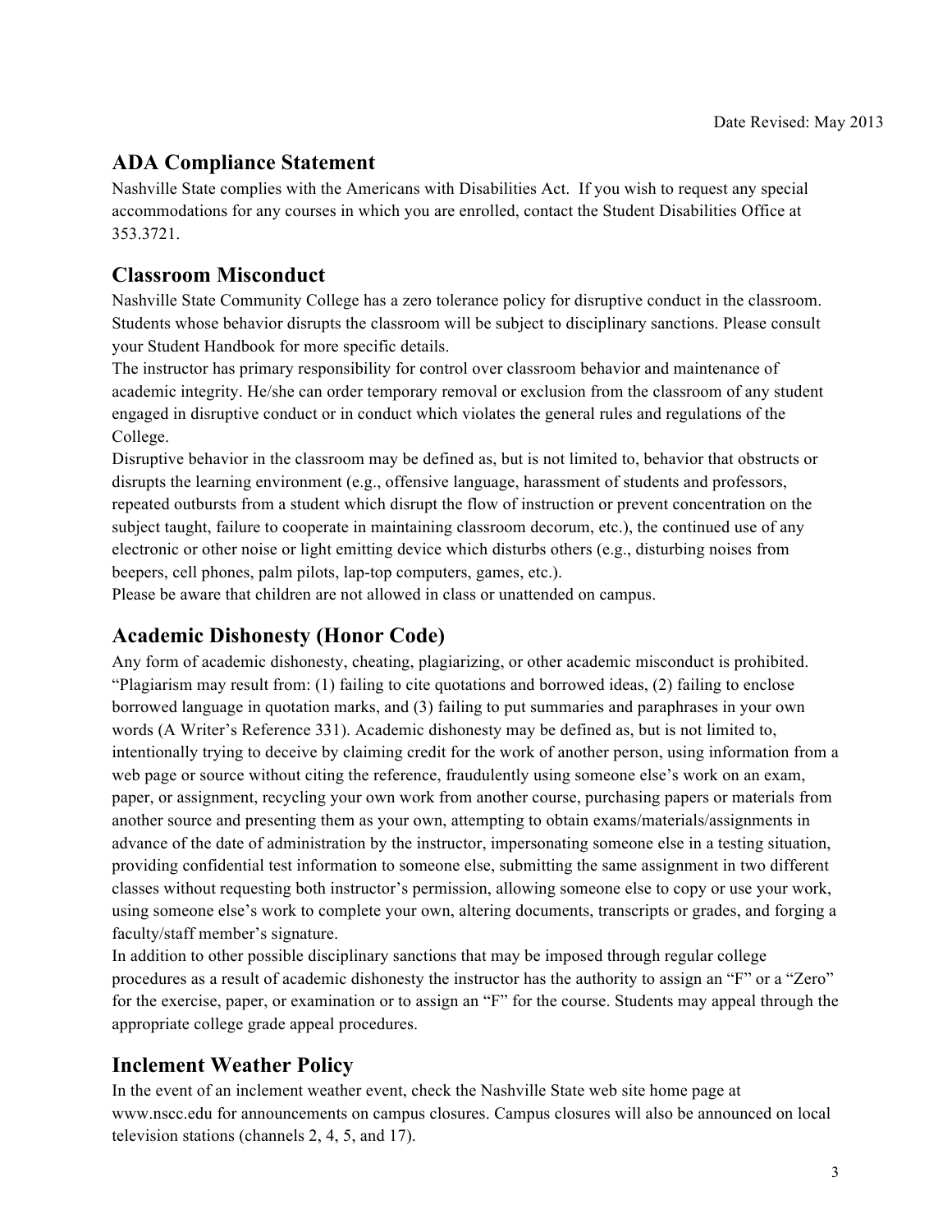Date Revised: May 2013

## ADA Compliance Statement

Nashville State complies with the Americans with Disabilities Act. If you wish to request any special accommodations for any courses in which you are enrolled, contact the Student Disabilities Office at 353.3721.

## Classroom Misconduct

Nashville State Community College has a zero tolerance policy for disruptive conduct in the classroom. Students whose behavior disrupts the classroom will be subject to disciplinary sanctions. Please consult your Student Handbook for more specific details.

The instructor has primary responsibility for control over classroom behavior and maintenance of academic integrity. He/she can order temporary removal or exclusion from the classroom of any student engaged in disruptive conduct or in conduct which violates the general rules and regulations of the College.

Disruptive behavior in the classroom may be defined as, but is not limited to, behavior that obstructs or disrupts the learning environment (e.g., offensive language, harassment of students and professors, repeated outbursts from a student which disrupt the flow of instruction or prevent concentration on the subject taught, failure to cooperate in maintaining classroom decorum, etc.), the continued use of any electronic or other noise or light emitting device which disturbs others (e.g., disturbing noises from beepers, cell phones, palm pilots, lap-top computers, games, etc.).

Please be aware that children are not allowed in class or unattended on campus.

## Academic Dishonesty (Honor Code)

Any form of academic dishonesty, cheating, plagiarizing, or other academic misconduct is prohibited. "Plagiarism may result from: (1) failing to cite quotations and borrowed ideas, (2) failing to enclose borrowed language in quotation marks, and (3) failing to put summaries and paraphrases in your own words (A Writer's Reference 331). Academic dishonesty may be defined as, but is not limited to, intentionally trying to deceive by claiming credit for the work of another person, using information from a web page or source without citing the reference, fraudulently using someone else's work on an exam, paper, or assignment, recycling your own work from another course, purchasing papers or materials from another source and presenting them as your own, attempting to obtain exams/materials/assignments in advance of the date of administration by the instructor, impersonating someone else in a testing situation, providing confidential test information to someone else, submitting the same assignment in two different classes without requesting both instructor's permission, allowing someone else to copy or use your work, using someone else's work to complete your own, altering documents, transcripts or grades, and forging a faculty/staff member's signature.

In addition to other possible disciplinary sanctions that may be imposed through regular college procedures as a result of academic dishonesty the instructor has the authority to assign an "F" or a "Zero" for the exercise, paper, or examination or to assign an "F" for the course. Students may appeal through the appropriate college grade appeal procedures.

## Inclement Weather Policy

In the event of an inclement weather event, check the Nashville State web site home page at www.nscc.edu for announcements on campus closures. Campus closures will also be announced on local television stations (channels 2, 4, 5, and 17).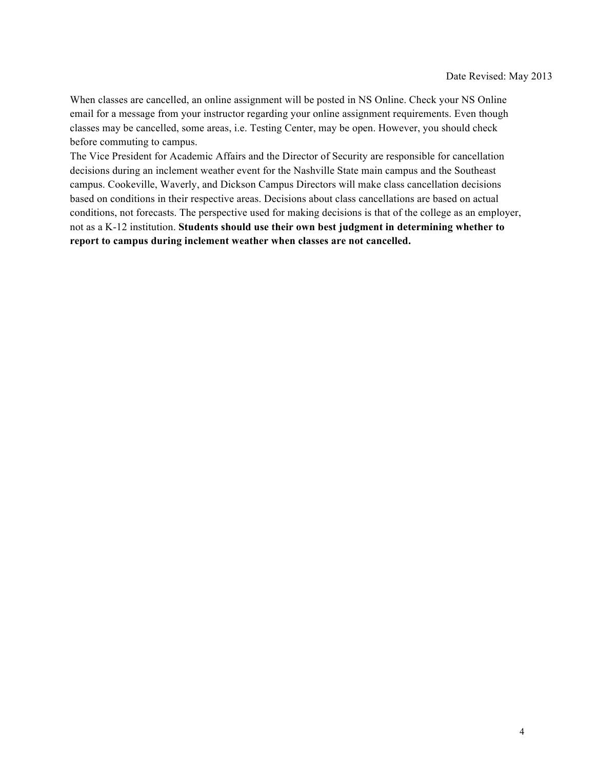When classes are cancelled, an online assignment will be posted in NS Online. Check your NS Online email for a message from your instructor regarding your online assignment requirements. Even though classes may be cancelled, some areas, i.e. Testing Center, may be open. However, you should check before commuting to campus.

The Vice President for Academic Affairs and the Director of Security are responsible for cancellation decisions during an inclement weather event for the Nashville State main campus and the Southeast campus. Cookeville, Waverly, and Dickson Campus Directors will make class cancellation decisions based on conditions in their respective areas. Decisions about class cancellations are based on actual conditions, not forecasts. The perspective used for making decisions is that of the college as an employer, not as a K-12 institution. **Students should use their own best judgment in determining whether to report to campus during inclement weather when classes are not cancelled.**